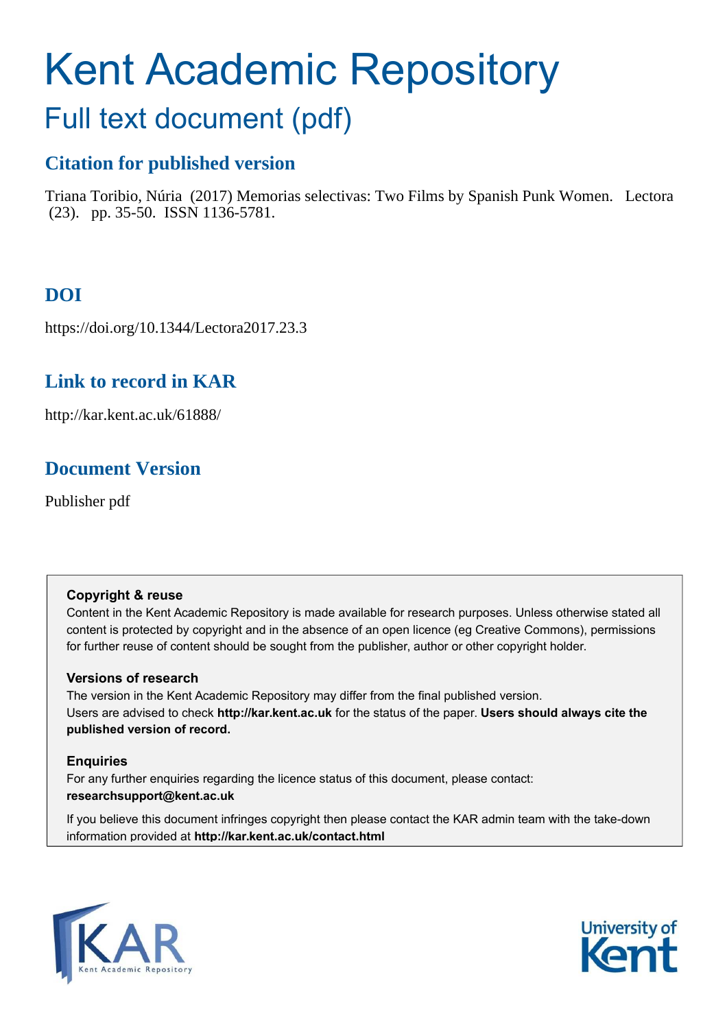# Kent Academic Repository

## Full text document (pdf)

### Citation for published version

Triana Toribio, Núria (2017) Memorias selectivas: Two Films by Spanish Punk Women. Lectora (23). pp. 35-50. ISSN 1136-5781.

### DOI

https://doi.org/10.1344/Lectora2017.23.3

### Link to record in KAR

http://kar.kent.ac.uk/61888/

### Document Version

Publisher pdf

**Copyright & reuse**

Content in the Kent Academic Repository is made available for research purposes. Unless otherwise stated all content is protected by copyright and in the absence of an open licence (eg Creative Commons), permissions for further reuse of content should be sought from the publisher, author or other copyright holder.

**Versions of research**

The version in the Kent Academic Repository may differ from the final published version. Users are advised to check **http://kar.kent.ac.uk** for the status of the paper. **Users should always cite the published version of record.**

**Enquiries**

For any further enquiries regarding the licence status of this document, please contact: **researchsupport@kent.ac.uk**

If you believe this document infringes copyright then please contact the KAR admin team with the take-down information provided at **http://kar.kent.ac.uk/contact.html**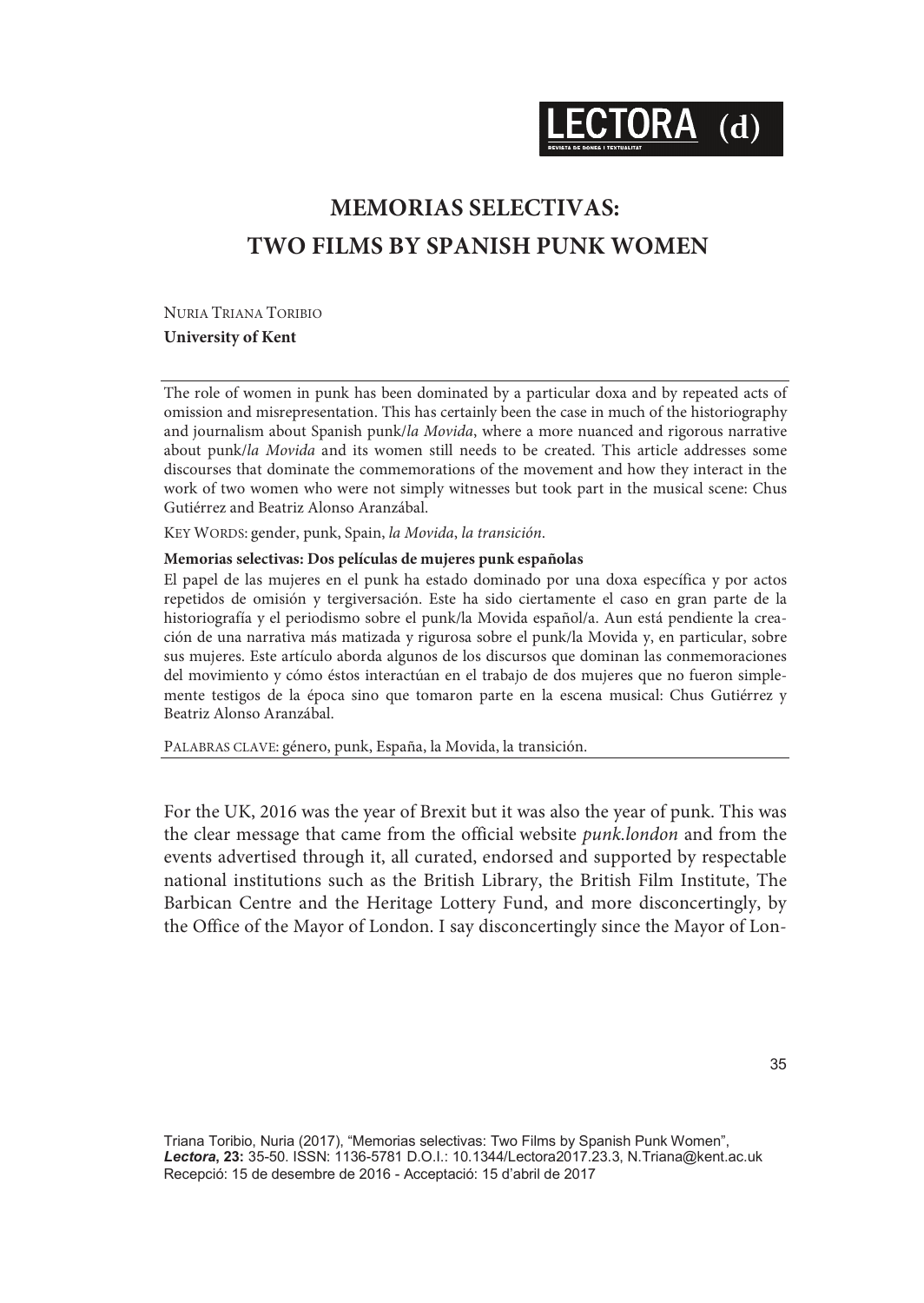# MEMORIAS SELECTIVAS: TWO FILMS BY SPANISH PUNK WOMEN

Nuria Triana Toribio
**University of Kent**

The role of women in punk has been dominated by a particular doxa and by repeated acts of omission and misrepresentation. This has certainly been the case in much of the historiography and journalism about Spanish punk/*la Movida*, where a more nuanced and rigorous narrative about punk/*la Movida* and its women still needs to be created. This article addresses some discourses that dominate the commemorations of the movement and how they interact in the work of two women who were not simply witnesses but took part in the musical scene: Chus Gutiérrez and Beatriz Alonso Aranzábal.

Key Words: gender, punk, Spain, *la Movida*, *la transición*.

**Memorias selectivas: Dos películas de mujeres punk españolas**

El papel de las mujeres en el punk ha estado dominado por una doxa específica y por actos repetidos de omisión y tergiversación. Este ha sido ciertamente el caso en gran parte de la historiografía y el periodismo sobre el punk/la Movida español/a. Aun está pendiente la creación de una narrativa más matizada y rigurosa sobre el punk/la Movida y, en particular, sobre sus mujeres. Este artículo aborda algunos de los discursos que dominan las conmemoraciones del movimiento y cómo éstos interactúan en el trabajo de dos mujeres que no fueron simplemente testigos de la época sino que tomaron parte en la escena musical: Chus Gutiérrez y Beatriz Alonso Aranzábal.

Palabras clave: género, punk, España, la Movida, la transición.

For the UK, 2016 was the year of Brexit but it was also the year of punk. This was the clear message that came from the official website *punk.london* and from the events advertised through it, all curated, endorsed and supported by respectable national institutions such as the British Library, the British Film Institute, The Barbican Centre and the Heritage Lottery Fund, and more disconcertingly, by the Office of the Mayor of London. I say disconcertingly since the Mayor of Lon-

Triana Toribio, Nuria (2017), "Memorias selectivas: Two Films by Spanish Punk Women", *Lectora*, **23:** 35-50. ISSN: 1136-5781 D.O.I.: 10.1344/Lectora2017.23.3, N.Triana@kent.ac.uk
Recepció: 15 de desembre de 2016 - Acceptació: 15 d'abril de 2017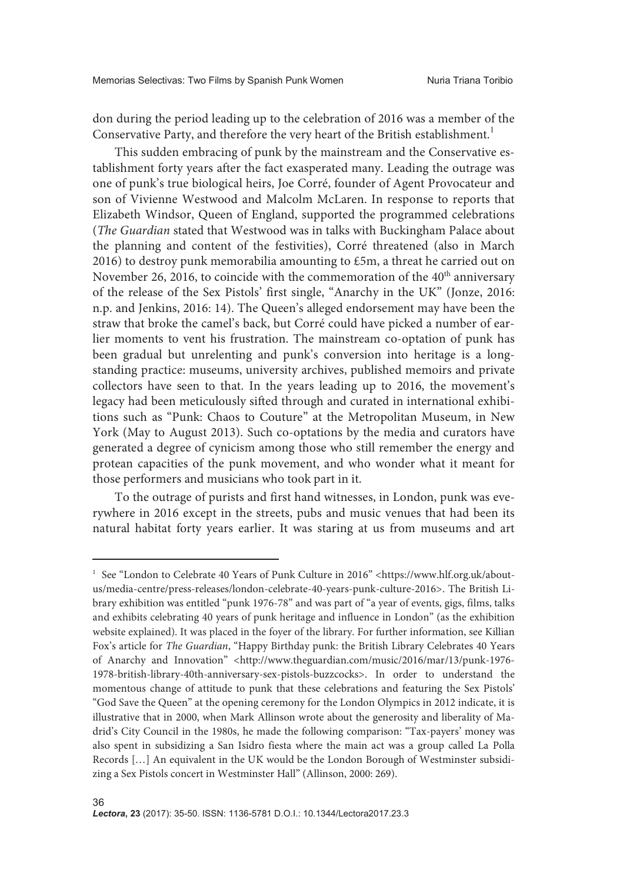don during the period leading up to the celebration of 2016 was a member of the Conservative Party, and therefore the very heart of the British establishment.[1]

This sudden embracing of punk by the mainstream and the Conservative establishment forty years after the fact exasperated many. Leading the outrage was one of punk's true biological heirs, Joe Corré, founder of Agent Provocateur and son of Vivienne Westwood and Malcolm McLaren. In response to reports that Elizabeth Windsor, Queen of England, supported the programmed celebrations (*The Guardian* stated that Westwood was in talks with Buckingham Palace about the planning and content of the festivities), Corré threatened (also in March 2016) to destroy punk memorabilia amounting to £5m, a threat he carried out on November 26, 2016, to coincide with the commemoration of the 40th anniversary of the release of the Sex Pistols' first single, "Anarchy in the UK" (Jonze, 2016: n.p. and Jenkins, 2016: 14). The Queen's alleged endorsement may have been the straw that broke the camel's back, but Corré could have picked a number of earlier moments to vent his frustration. The mainstream co-optation of punk has been gradual but unrelenting and punk's conversion into heritage is a longstanding practice: museums, university archives, published memoirs and private collectors have seen to that. In the years leading up to 2016, the movement's legacy had been meticulously sifted through and curated in international exhibitions such as "Punk: Chaos to Couture" at the Metropolitan Museum, in New York (May to August 2013). Such co-optations by the media and curators have generated a degree of cynicism among those who still remember the energy and protean capacities of the punk movement, and who wonder what it meant for those performers and musicians who took part in it.

To the outrage of purists and first hand witnesses, in London, punk was everywhere in 2016 except in the streets, pubs and music venues that had been its natural habitat forty years earlier. It was staring at us from museums and art

---

[1] See "London to Celebrate 40 Years of Punk Culture in 2016" <https://www.hlf.org.uk/about-us/media-centre/press-releases/london-celebrate-40-years-punk-culture-2016>. The British Library exhibition was entitled "punk 1976-78" and was part of "a year of events, gigs, films, talks and exhibits celebrating 40 years of punk heritage and influence in London" (as the exhibition website explained). It was placed in the foyer of the library. For further information, see Killian Fox's article for *The Guardian*, "Happy Birthday punk: the British Library Celebrates 40 Years of Anarchy and Innovation" <http://www.theguardian.com/music/2016/mar/13/punk-1976-1978-british-library-40th-anniversary-sex-pistols-buzzcocks>. In order to understand the momentous change of attitude to punk that these celebrations and featuring the Sex Pistols' "God Save the Queen" at the opening ceremony for the London Olympics in 2012 indicate, it is illustrative that in 2000, when Mark Allinson wrote about the generosity and liberality of Madrid's City Council in the 1980s, he made the following comparison: "Tax-payers' money was also spent in subsidizing a San Isidro fiesta where the main act was a group called La Polla Records […] An equivalent in the UK would be the London Borough of Westminster subsidizing a Sex Pistols concert in Westminster Hall" (Allinson, 2000: 269).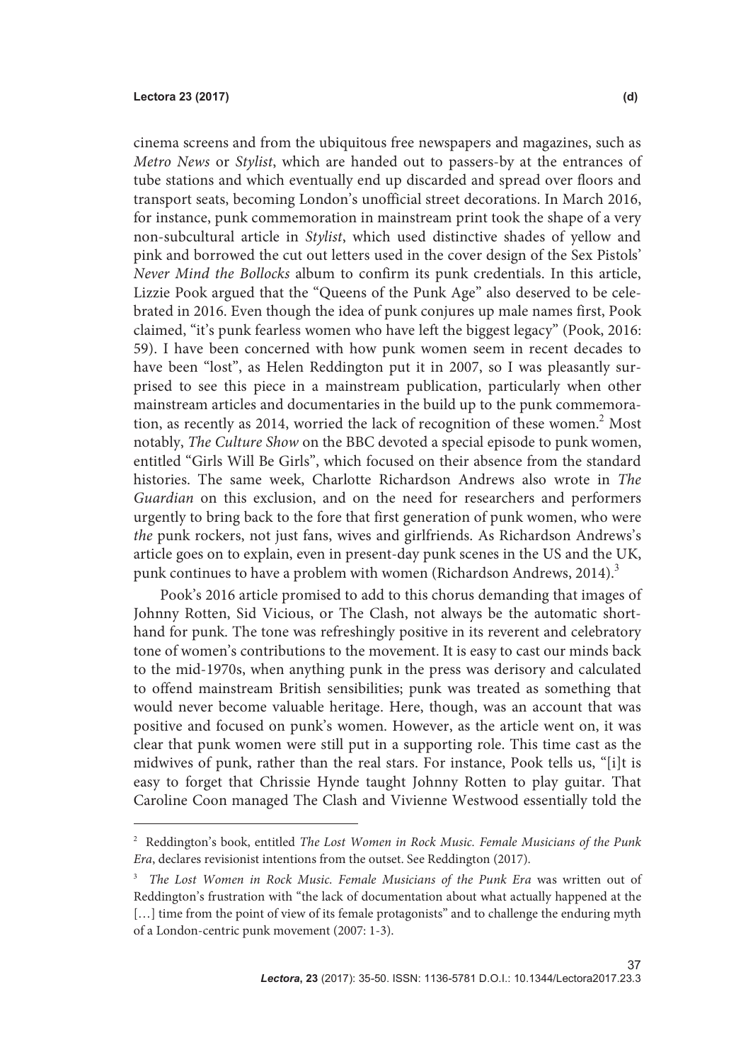cinema screens and from the ubiquitous free newspapers and magazines, such as *Metro News* or *Stylist*, which are handed out to passers-by at the entrances of tube stations and which eventually end up discarded and spread over floors and transport seats, becoming London's unofficial street decorations. In March 2016, for instance, punk commemoration in mainstream print took the shape of a very non-subcultural article in *Stylist*, which used distinctive shades of yellow and pink and borrowed the cut out letters used in the cover design of the Sex Pistols' *Never Mind the Bollocks* album to confirm its punk credentials. In this article, Lizzie Pook argued that the "Queens of the Punk Age" also deserved to be celebrated in 2016. Even though the idea of punk conjures up male names first, Pook claimed, "it's punk fearless women who have left the biggest legacy" (Pook, 2016: 59). I have been concerned with how punk women seem in recent decades to have been "lost", as Helen Reddington put it in 2007, so I was pleasantly surprised to see this piece in a mainstream publication, particularly when other mainstream articles and documentaries in the build up to the punk commemoration, as recently as 2014, worried the lack of recognition of these women.[2] Most notably, *The Culture Show* on the BBC devoted a special episode to punk women, entitled "Girls Will Be Girls", which focused on their absence from the standard histories. The same week, Charlotte Richardson Andrews also wrote in *The Guardian* on this exclusion, and on the need for researchers and performers urgently to bring back to the fore that first generation of punk women, who were *the* punk rockers, not just fans, wives and girlfriends. As Richardson Andrews's article goes on to explain, even in present-day punk scenes in the US and the UK, punk continues to have a problem with women (Richardson Andrews, 2014).[3]

Pook's 2016 article promised to add to this chorus demanding that images of Johnny Rotten, Sid Vicious, or The Clash, not always be the automatic shorthand for punk. The tone was refreshingly positive in its reverent and celebratory tone of women's contributions to the movement. It is easy to cast our minds back to the mid-1970s, when anything punk in the press was derisory and calculated to offend mainstream British sensibilities; punk was treated as something that would never become valuable heritage. Here, though, was an account that was positive and focused on punk's women. However, as the article went on, it was clear that punk women were still put in a supporting role. This time cast as the midwives of punk, rather than the real stars. For instance, Pook tells us, "[i]t is easy to forget that Chrissie Hynde taught Johnny Rotten to play guitar. That Caroline Coon managed The Clash and Vivienne Westwood essentially told the

---

[2] Reddington's book, entitled *The Lost Women in Rock Music. Female Musicians of the Punk Era*, declares revisionist intentions from the outset. See Reddington (2017).

[3] *The Lost Women in Rock Music. Female Musicians of the Punk Era* was written out of Reddington's frustration with "the lack of documentation about what actually happened at the […] time from the point of view of its female protagonists" and to challenge the enduring myth of a London-centric punk movement (2007: 1-3).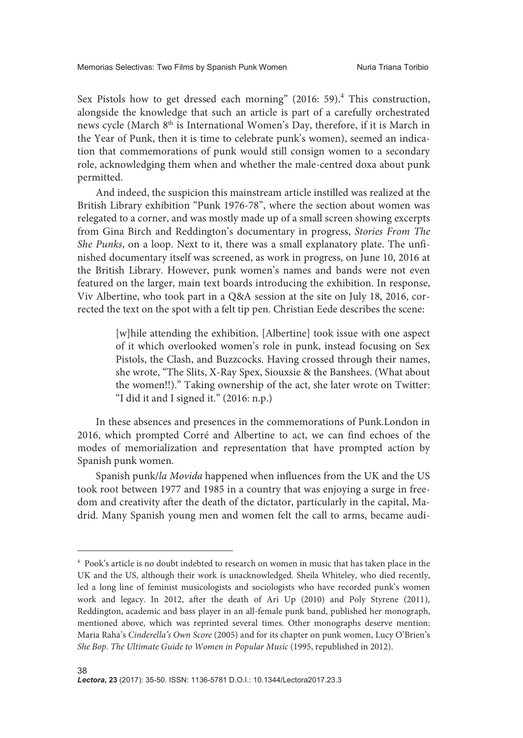Sex Pistols how to get dressed each morning" (2016: 59).[4] This construction, alongside the knowledge that such an article is part of a carefully orchestrated news cycle (March 8th is International Women's Day, therefore, if it is March in the Year of Punk, then it is time to celebrate punk's women), seemed an indication that commemorations of punk would still consign women to a secondary role, acknowledging them when and whether the male-centred doxa about punk permitted.

And indeed, the suspicion this mainstream article instilled was realized at the British Library exhibition "Punk 1976-78", where the section about women was relegated to a corner, and was mostly made up of a small screen showing excerpts from Gina Birch and Reddington's documentary in progress, *Stories From The She Punks*, on a loop. Next to it, there was a small explanatory plate. The unfinished documentary itself was screened, as work in progress, on June 10, 2016 at the British Library. However, punk women's names and bands were not even featured on the larger, main text boards introducing the exhibition. In response, Viv Albertine, who took part in a Q&A session at the site on July 18, 2016, corrected the text on the spot with a felt tip pen. Christian Eede describes the scene:

> [w]hile attending the exhibition, [Albertine] took issue with one aspect of it which overlooked women's role in punk, instead focusing on Sex Pistols, the Clash, and Buzzcocks. Having crossed through their names, she wrote, "The Slits, X-Ray Spex, Siouxsie & the Banshees. (What about the women!!)." Taking ownership of the act, she later wrote on Twitter: "I did it and I signed it." (2016: n.p.)

In these absences and presences in the commemorations of Punk.London in 2016, which prompted Corré and Albertine to act, we can find echoes of the modes of memorialization and representation that have prompted action by Spanish punk women.

Spanish punk/*la Movida* happened when influences from the UK and the US took root between 1977 and 1985 in a country that was enjoying a surge in freedom and creativity after the death of the dictator, particularly in the capital, Madrid. Many Spanish young men and women felt the call to arms, became audi-

---

[4] Pook's article is no doubt indebted to research on women in music that has taken place in the UK and the US, although their work is unacknowledged. Sheila Whiteley, who died recently, led a long line of feminist musicologists and sociologists who have recorded punk's women work and legacy. In 2012, after the death of Ari Up (2010) and Poly Styrene (2011), Reddington, academic and bass player in an all-female punk band, published her monograph, mentioned above, which was reprinted several times. Other monographs deserve mention: Maria Raha's *Cinderella's Own Score* (2005) and for its chapter on punk women, Lucy O'Brien's *She Bop. The Ultimate Guide to Women in Popular Music* (1995, republished in 2012).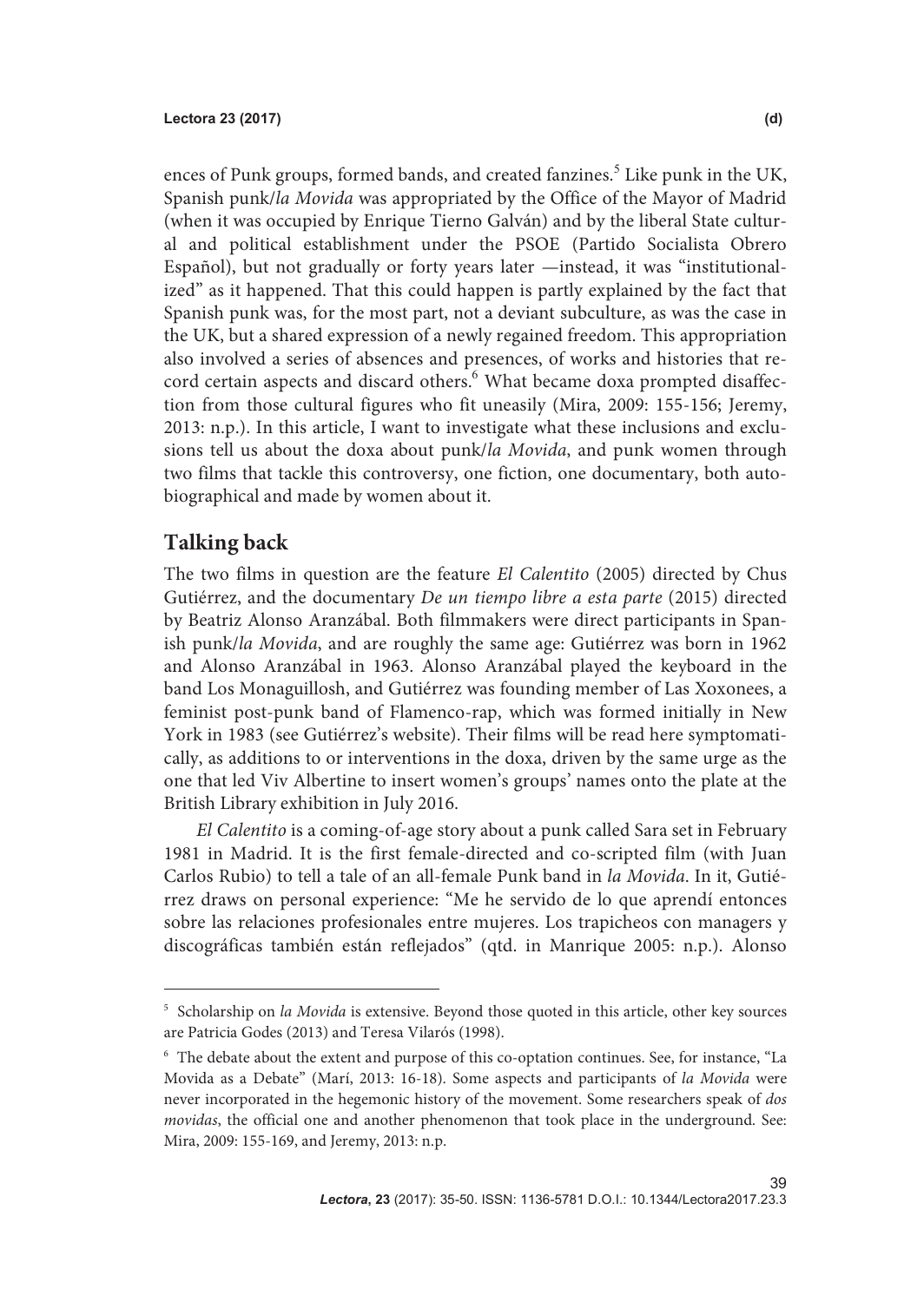ences of Punk groups, formed bands, and created fanzines.[5] Like punk in the UK, Spanish punk/*la Movida* was appropriated by the Office of the Mayor of Madrid (when it was occupied by Enrique Tierno Galván) and by the liberal State cultural and political establishment under the PSOE (Partido Socialista Obrero Español), but not gradually or forty years later —instead, it was "institutionalized" as it happened. That this could happen is partly explained by the fact that Spanish punk was, for the most part, not a deviant subculture, as was the case in the UK, but a shared expression of a newly regained freedom. This appropriation also involved a series of absences and presences, of works and histories that record certain aspects and discard others.[6] What became doxa prompted disaffection from those cultural figures who fit uneasily (Mira, 2009: 155-156; Jeremy, 2013: n.p.). In this article, I want to investigate what these inclusions and exclusions tell us about the doxa about punk/*la Movida*, and punk women through two films that tackle this controversy, one fiction, one documentary, both autobiographical and made by women about it.

## Talking back

The two films in question are the feature *El Calentito* (2005) directed by Chus Gutiérrez, and the documentary *De un tiempo libre a esta parte* (2015) directed by Beatriz Alonso Aranzábal. Both filmmakers were direct participants in Spanish punk/*la Movida*, and are roughly the same age: Gutiérrez was born in 1962 and Alonso Aranzábal in 1963. Alonso Aranzábal played the keyboard in the band Los Monaguillosh, and Gutiérrez was founding member of Las Xoxonees, a feminist post-punk band of Flamenco-rap, which was formed initially in New York in 1983 (see Gutiérrez's website). Their films will be read here symptomatically, as additions to or interventions in the doxa, driven by the same urge as the one that led Viv Albertine to insert women's groups' names onto the plate at the British Library exhibition in July 2016.

*El Calentito* is a coming-of-age story about a punk called Sara set in February 1981 in Madrid. It is the first female-directed and co-scripted film (with Juan Carlos Rubio) to tell a tale of an all-female Punk band in *la Movida*. In it, Gutiérrez draws on personal experience: "Me he servido de lo que aprendí entonces sobre las relaciones profesionales entre mujeres. Los trapicheos con managers y discográficas también están reflejados" (qtd. in Manrique 2005: n.p.). Alonso

---

[5] Scholarship on *la Movida* is extensive. Beyond those quoted in this article, other key sources are Patricia Godes (2013) and Teresa Vilarós (1998).

[6] The debate about the extent and purpose of this co-optation continues. See, for instance, "La Movida as a Debate" (Marí, 2013: 16-18). Some aspects and participants of *la Movida* were never incorporated in the hegemonic history of the movement. Some researchers speak of *dos movidas*, the official one and another phenomenon that took place in the underground. See: Mira, 2009: 155-169, and Jeremy, 2013: n.p.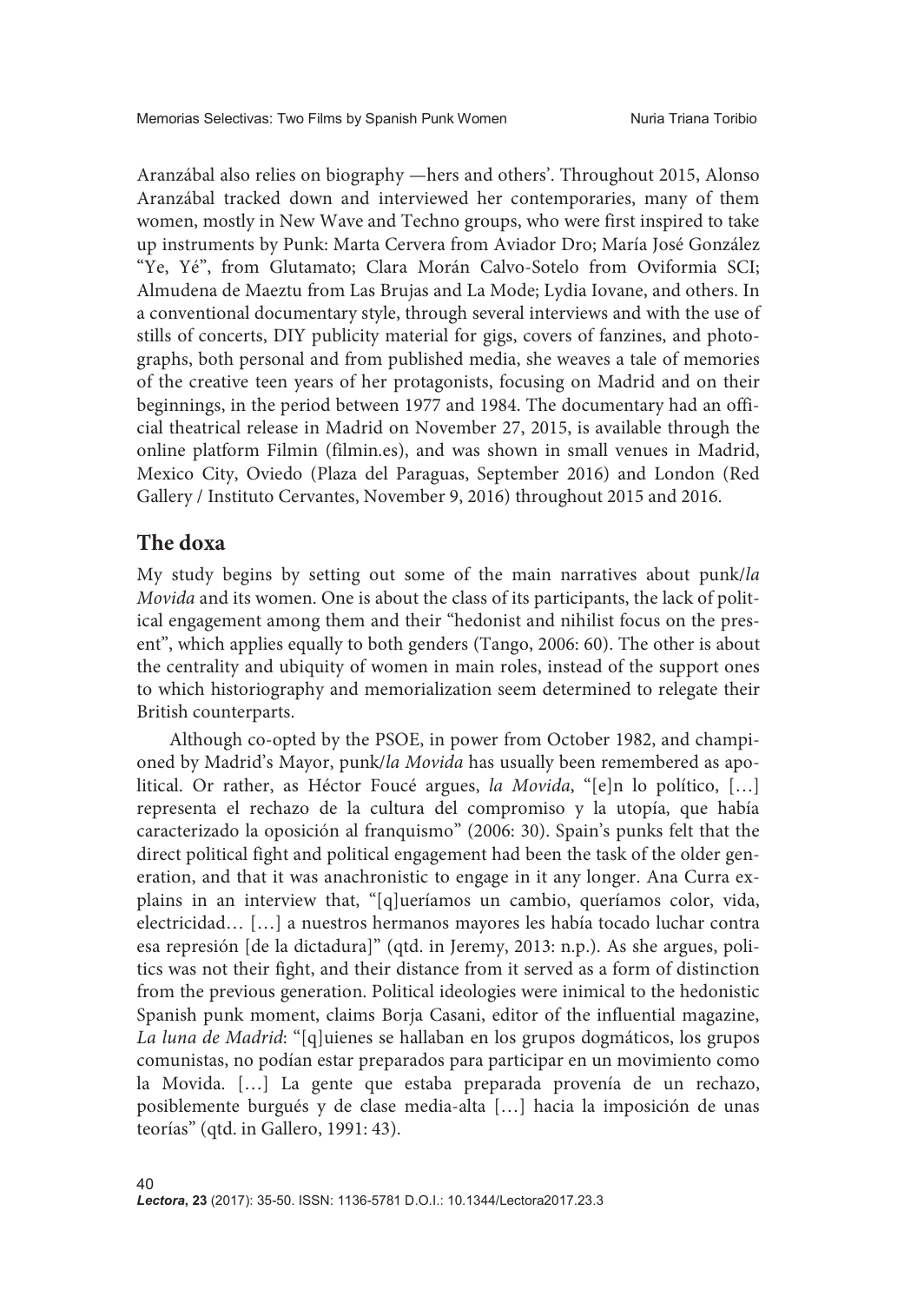Aranzábal also relies on biography —hers and others'. Throughout 2015, Alonso Aranzábal tracked down and interviewed her contemporaries, many of them women, mostly in New Wave and Techno groups, who were first inspired to take up instruments by Punk: Marta Cervera from Aviador Dro; María José González "Ye, Yé", from Glutamato; Clara Morán Calvo-Sotelo from Oviformia SCI; Almudena de Maeztu from Las Brujas and La Mode; Lydia Iovane, and others. In a conventional documentary style, through several interviews and with the use of stills of concerts, DIY publicity material for gigs, covers of fanzines, and photographs, both personal and from published media, she weaves a tale of memories of the creative teen years of her protagonists, focusing on Madrid and on their beginnings, in the period between 1977 and 1984. The documentary had an official theatrical release in Madrid on November 27, 2015, is available through the online platform Filmin (filmin.es), and was shown in small venues in Madrid, Mexico City, Oviedo (Plaza del Paraguas, September 2016) and London (Red Gallery / Instituto Cervantes, November 9, 2016) throughout 2015 and 2016.

## The doxa

My study begins by setting out some of the main narratives about punk/*la Movida* and its women. One is about the class of its participants, the lack of political engagement among them and their "hedonist and nihilist focus on the present", which applies equally to both genders (Tango, 2006: 60). The other is about the centrality and ubiquity of women in main roles, instead of the support ones to which historiography and memorialization seem determined to relegate their British counterparts.

Although co-opted by the PSOE, in power from October 1982, and championed by Madrid's Mayor, punk/*la Movida* has usually been remembered as apolitical. Or rather, as Héctor Foucé argues, *la Movida*, "[e]n lo político, […] representa el rechazo de la cultura del compromiso y la utopía, que había caracterizado la oposición al franquismo" (2006: 30). Spain's punks felt that the direct political fight and political engagement had been the task of the older generation, and that it was anachronistic to engage in it any longer. Ana Curra explains in an interview that, "[q]ueríamos un cambio, queríamos color, vida, electricidad… […] a nuestros hermanos mayores les había tocado luchar contra esa represión [de la dictadura]" (qtd. in Jeremy, 2013: n.p.). As she argues, politics was not their fight, and their distance from it served as a form of distinction from the previous generation. Political ideologies were inimical to the hedonistic Spanish punk moment, claims Borja Casani, editor of the influential magazine, *La luna de Madrid*: "[q]uienes se hallaban en los grupos dogmáticos, los grupos comunistas, no podían estar preparados para participar en un movimiento como la Movida. […] La gente que estaba preparada provenía de un rechazo, posiblemente burgués y de clase media-alta […] hacia la imposición de unas teorías" (qtd. in Gallero, 1991: 43).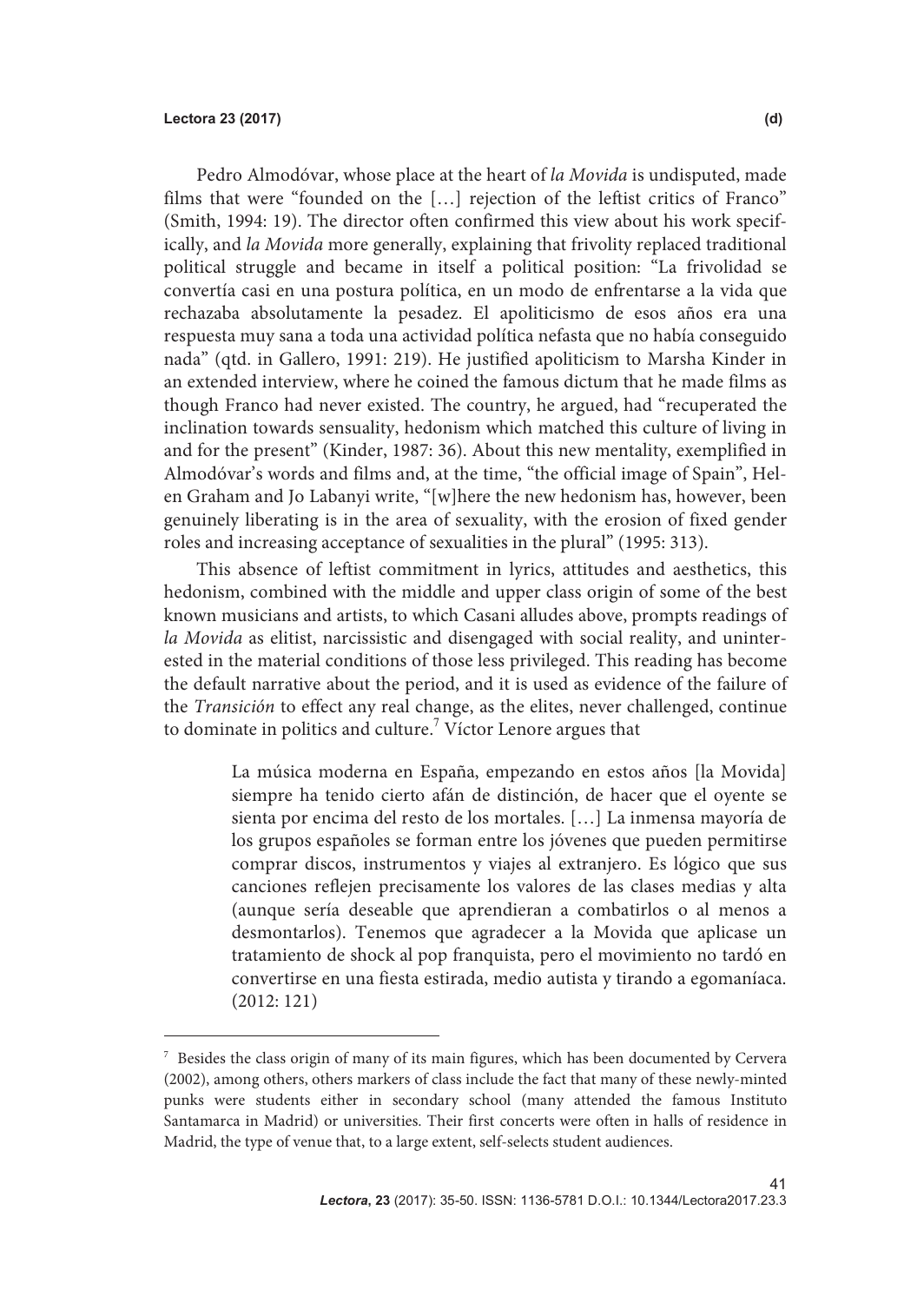Pedro Almodóvar, whose place at the heart of *la Movida* is undisputed, made films that were "founded on the […] rejection of the leftist critics of Franco" (Smith, 1994: 19). The director often confirmed this view about his work specifically, and *la Movida* more generally, explaining that frivolity replaced traditional political struggle and became in itself a political position: "La frivolidad se convertía casi en una postura política, en un modo de enfrentarse a la vida que rechazaba absolutamente la pesadez. El apoliticismo de esos años era una respuesta muy sana a toda una actividad política nefasta que no había conseguido nada" (qtd. in Gallero, 1991: 219). He justified apoliticism to Marsha Kinder in an extended interview, where he coined the famous dictum that he made films as though Franco had never existed. The country, he argued, had "recuperated the inclination towards sensuality, hedonism which matched this culture of living in and for the present" (Kinder, 1987: 36). About this new mentality, exemplified in Almodóvar's words and films and, at the time, "the official image of Spain", Helen Graham and Jo Labanyi write, "[w]here the new hedonism has, however, been genuinely liberating is in the area of sexuality, with the erosion of fixed gender roles and increasing acceptance of sexualities in the plural" (1995: 313).

This absence of leftist commitment in lyrics, attitudes and aesthetics, this hedonism, combined with the middle and upper class origin of some of the best known musicians and artists, to which Casani alludes above, prompts readings of *la Movida* as elitist, narcissistic and disengaged with social reality, and uninterested in the material conditions of those less privileged. This reading has become the default narrative about the period, and it is used as evidence of the failure of the *Transición* to effect any real change, as the elites, never challenged, continue to dominate in politics and culture.[7] Víctor Lenore argues that

> La música moderna en España, empezando en estos años [la Movida] siempre ha tenido cierto afán de distinción, de hacer que el oyente se sienta por encima del resto de los mortales. […] La inmensa mayoría de los grupos españoles se forman entre los jóvenes que pueden permitirse comprar discos, instrumentos y viajes al extranjero. Es lógico que sus canciones reflejen precisamente los valores de las clases medias y alta (aunque sería deseable que aprendieran a combatirlos o al menos a desmontarlos). Tenemos que agradecer a la Movida que aplicase un tratamiento de shock al pop franquista, pero el movimiento no tardó en convertirse en una fiesta estirada, medio autista y tirando a egomaníaca. (2012: 121)

---

[7] Besides the class origin of many of its main figures, which has been documented by Cervera (2002), among others, others markers of class include the fact that many of these newly-minted punks were students either in secondary school (many attended the famous Instituto Santamarca in Madrid) or universities. Their first concerts were often in halls of residence in Madrid, the type of venue that, to a large extent, self-selects student audiences.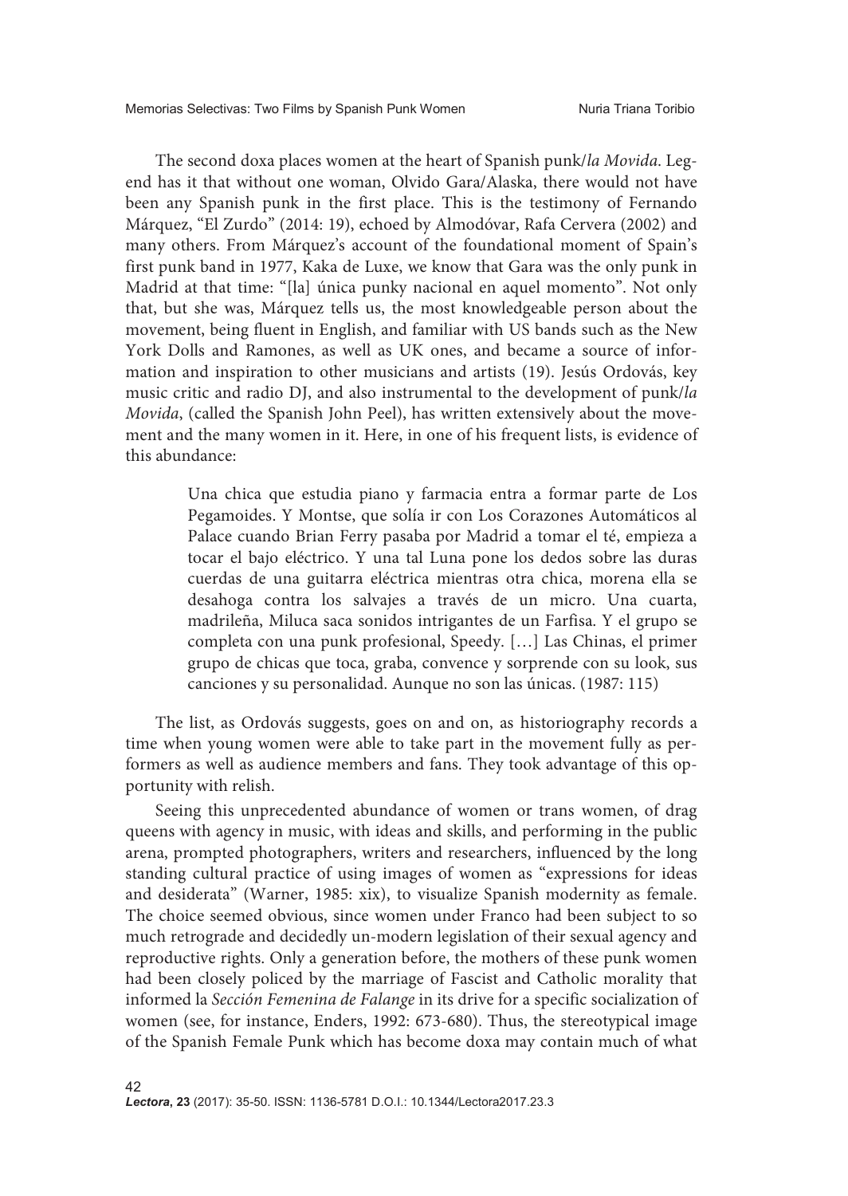The second doxa places women at the heart of Spanish punk/*la Movida*. Legend has it that without one woman, Olvido Gara/Alaska, there would not have been any Spanish punk in the first place. This is the testimony of Fernando Márquez, "El Zurdo" (2014: 19), echoed by Almodóvar, Rafa Cervera (2002) and many others. From Márquez's account of the foundational moment of Spain's first punk band in 1977, Kaka de Luxe, we know that Gara was the only punk in Madrid at that time: "[la] única punky nacional en aquel momento". Not only that, but she was, Márquez tells us, the most knowledgeable person about the movement, being fluent in English, and familiar with US bands such as the New York Dolls and Ramones, as well as UK ones, and became a source of information and inspiration to other musicians and artists (19). Jesús Ordovás, key music critic and radio DJ, and also instrumental to the development of punk/*la Movida*, (called the Spanish John Peel), has written extensively about the movement and the many women in it. Here, in one of his frequent lists, is evidence of this abundance:

> Una chica que estudia piano y farmacia entra a formar parte de Los Pegamoides. Y Montse, que solía ir con Los Corazones Automáticos al Palace cuando Brian Ferry pasaba por Madrid a tomar el té, empieza a tocar el bajo eléctrico. Y una tal Luna pone los dedos sobre las duras cuerdas de una guitarra eléctrica mientras otra chica, morena ella se desahoga contra los salvajes a través de un micro. Una cuarta, madrileña, Miluca saca sonidos intrigantes de un Farfisa. Y el grupo se completa con una punk profesional, Speedy. […] Las Chinas, el primer grupo de chicas que toca, graba, convence y sorprende con su look, sus canciones y su personalidad. Aunque no son las únicas. (1987: 115)

The list, as Ordovás suggests, goes on and on, as historiography records a time when young women were able to take part in the movement fully as performers as well as audience members and fans. They took advantage of this opportunity with relish.

Seeing this unprecedented abundance of women or trans women, of drag queens with agency in music, with ideas and skills, and performing in the public arena, prompted photographers, writers and researchers, influenced by the long standing cultural practice of using images of women as "expressions for ideas and desiderata" (Warner, 1985: xix), to visualize Spanish modernity as female. The choice seemed obvious, since women under Franco had been subject to so much retrograde and decidedly un-modern legislation of their sexual agency and reproductive rights. Only a generation before, the mothers of these punk women had been closely policed by the marriage of Fascist and Catholic morality that informed la *Sección Femenina de Falange* in its drive for a specific socialization of women (see, for instance, Enders, 1992: 673-680). Thus, the stereotypical image of the Spanish Female Punk which has become doxa may contain much of what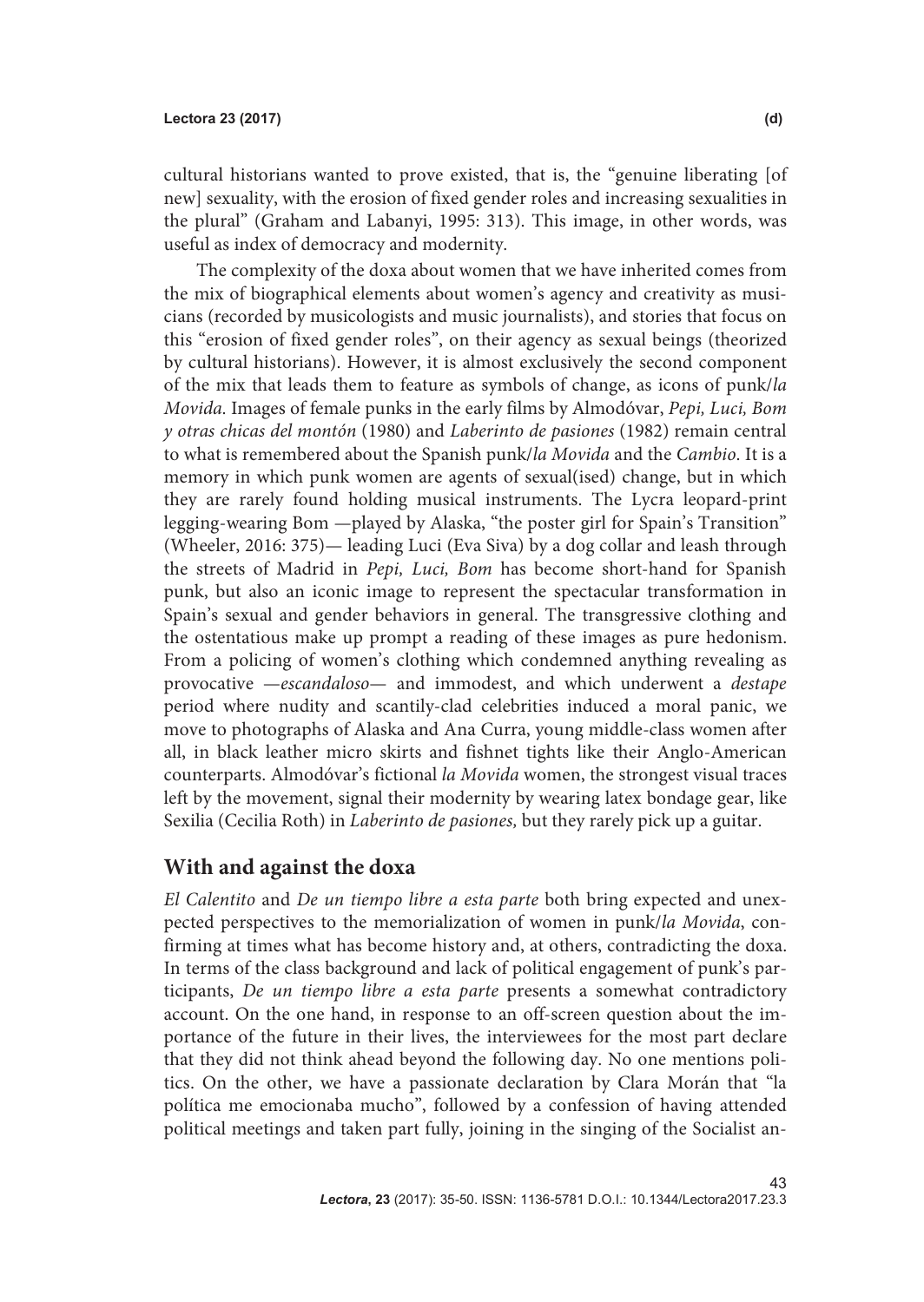cultural historians wanted to prove existed, that is, the "genuine liberating [of new] sexuality, with the erosion of fixed gender roles and increasing sexualities in the plural" (Graham and Labanyi, 1995: 313). This image, in other words, was useful as index of democracy and modernity.

The complexity of the doxa about women that we have inherited comes from the mix of biographical elements about women's agency and creativity as musicians (recorded by musicologists and music journalists), and stories that focus on this "erosion of fixed gender roles", on their agency as sexual beings (theorized by cultural historians). However, it is almost exclusively the second component of the mix that leads them to feature as symbols of change, as icons of punk/*la Movida*. Images of female punks in the early films by Almodóvar, *Pepi, Luci, Bom y otras chicas del montón* (1980) and *Laberinto de pasiones* (1982) remain central to what is remembered about the Spanish punk/*la Movida* and the *Cambio*. It is a memory in which punk women are agents of sexual(ised) change, but in which they are rarely found holding musical instruments. The Lycra leopard-print legging-wearing Bom —played by Alaska, "the poster girl for Spain's Transition" (Wheeler, 2016: 375)— leading Luci (Eva Siva) by a dog collar and leash through the streets of Madrid in *Pepi, Luci, Bom* has become short-hand for Spanish punk, but also an iconic image to represent the spectacular transformation in Spain's sexual and gender behaviors in general. The transgressive clothing and the ostentatious make up prompt a reading of these images as pure hedonism. From a policing of women's clothing which condemned anything revealing as provocative —*escandaloso*— and immodest, and which underwent a *destape* period where nudity and scantily-clad celebrities induced a moral panic, we move to photographs of Alaska and Ana Curra, young middle-class women after all, in black leather micro skirts and fishnet tights like their Anglo-American counterparts. Almodóvar's fictional *la Movida* women, the strongest visual traces left by the movement, signal their modernity by wearing latex bondage gear, like Sexilia (Cecilia Roth) in *Laberinto de pasiones,* but they rarely pick up a guitar.

## With and against the doxa

*El Calentito* and *De un tiempo libre a esta parte* both bring expected and unexpected perspectives to the memorialization of women in punk/*la Movida*, confirming at times what has become history and, at others, contradicting the doxa. In terms of the class background and lack of political engagement of punk's participants, *De un tiempo libre a esta parte* presents a somewhat contradictory account. On the one hand, in response to an off-screen question about the importance of the future in their lives, the interviewees for the most part declare that they did not think ahead beyond the following day. No one mentions politics. On the other, we have a passionate declaration by Clara Morán that "la política me emocionaba mucho", followed by a confession of having attended political meetings and taken part fully, joining in the singing of the Socialist an-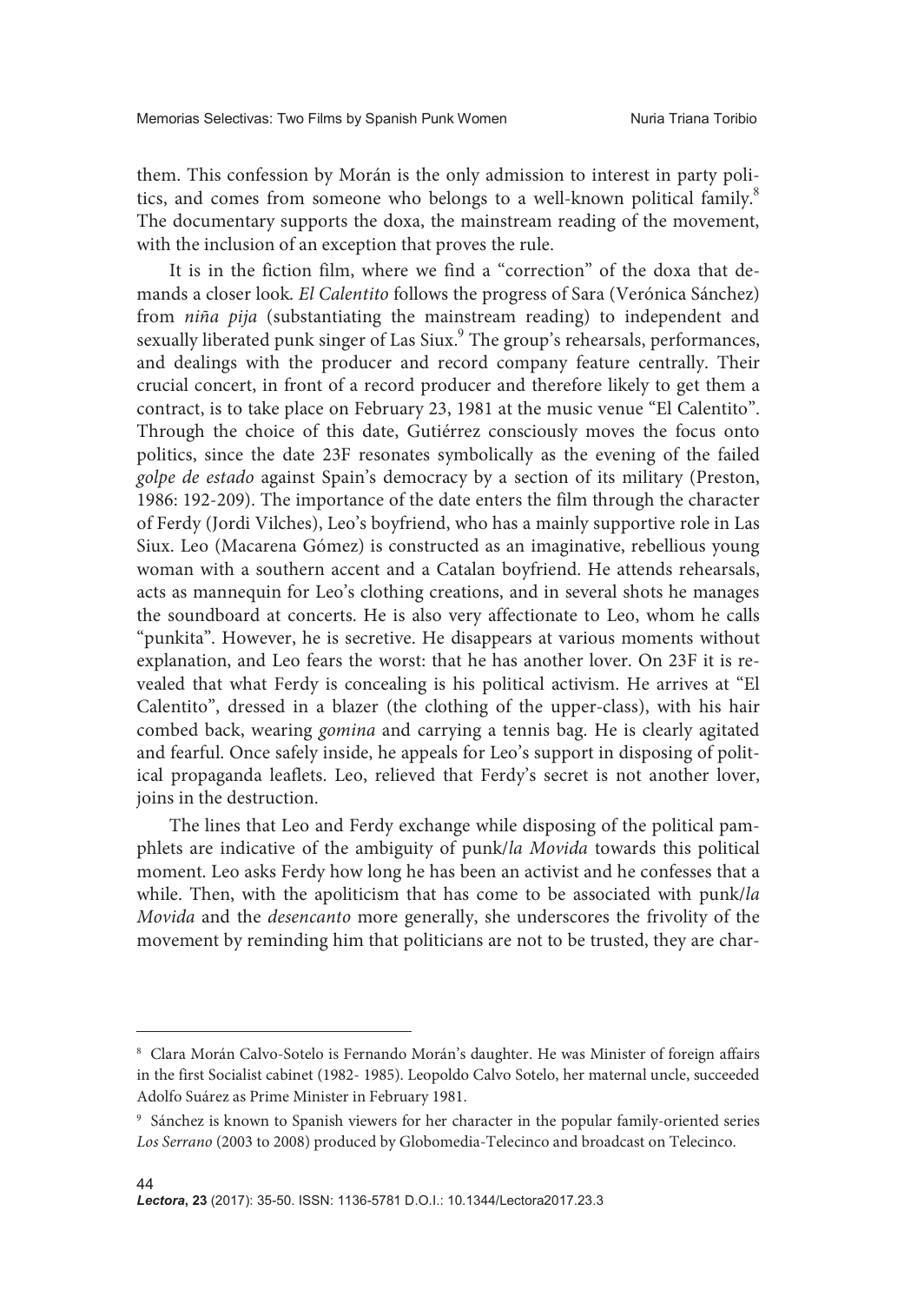them. This confession by Morán is the only admission to interest in party politics, and comes from someone who belongs to a well-known political family.[8] The documentary supports the doxa, the mainstream reading of the movement, with the inclusion of an exception that proves the rule.

It is in the fiction film, where we find a "correction" of the doxa that demands a closer look. *El Calentito* follows the progress of Sara (Verónica Sánchez) from *niña pija* (substantiating the mainstream reading) to independent and sexually liberated punk singer of Las Siux.[9] The group's rehearsals, performances, and dealings with the producer and record company feature centrally. Their crucial concert, in front of a record producer and therefore likely to get them a contract, is to take place on February 23, 1981 at the music venue "El Calentito". Through the choice of this date, Gutiérrez consciously moves the focus onto politics, since the date 23F resonates symbolically as the evening of the failed *golpe de estado* against Spain's democracy by a section of its military (Preston, 1986: 192-209). The importance of the date enters the film through the character of Ferdy (Jordi Vilches), Leo's boyfriend, who has a mainly supportive role in Las Siux. Leo (Macarena Gómez) is constructed as an imaginative, rebellious young woman with a southern accent and a Catalan boyfriend. He attends rehearsals, acts as mannequin for Leo's clothing creations, and in several shots he manages the soundboard at concerts. He is also very affectionate to Leo, whom he calls "punkita". However, he is secretive. He disappears at various moments without explanation, and Leo fears the worst: that he has another lover. On 23F it is revealed that what Ferdy is concealing is his political activism. He arrives at "El Calentito", dressed in a blazer (the clothing of the upper-class), with his hair combed back, wearing *gomina* and carrying a tennis bag. He is clearly agitated and fearful. Once safely inside, he appeals for Leo's support in disposing of political propaganda leaflets. Leo, relieved that Ferdy's secret is not another lover, joins in the destruction.

The lines that Leo and Ferdy exchange while disposing of the political pamphlets are indicative of the ambiguity of punk/*la Movida* towards this political moment. Leo asks Ferdy how long he has been an activist and he confesses that a while. Then, with the apoliticism that has come to be associated with punk/*la Movida* and the *desencanto* more generally, she underscores the frivolity of the movement by reminding him that politicians are not to be trusted, they are char-

---

[8] Clara Morán Calvo-Sotelo is Fernando Morán's daughter. He was Minister of foreign affairs in the first Socialist cabinet (1982- 1985). Leopoldo Calvo Sotelo, her maternal uncle, succeeded Adolfo Suárez as Prime Minister in February 1981.

[9] Sánchez is known to Spanish viewers for her character in the popular family-oriented series *Los Serrano* (2003 to 2008) produced by Globomedia-Telecinco and broadcast on Telecinco.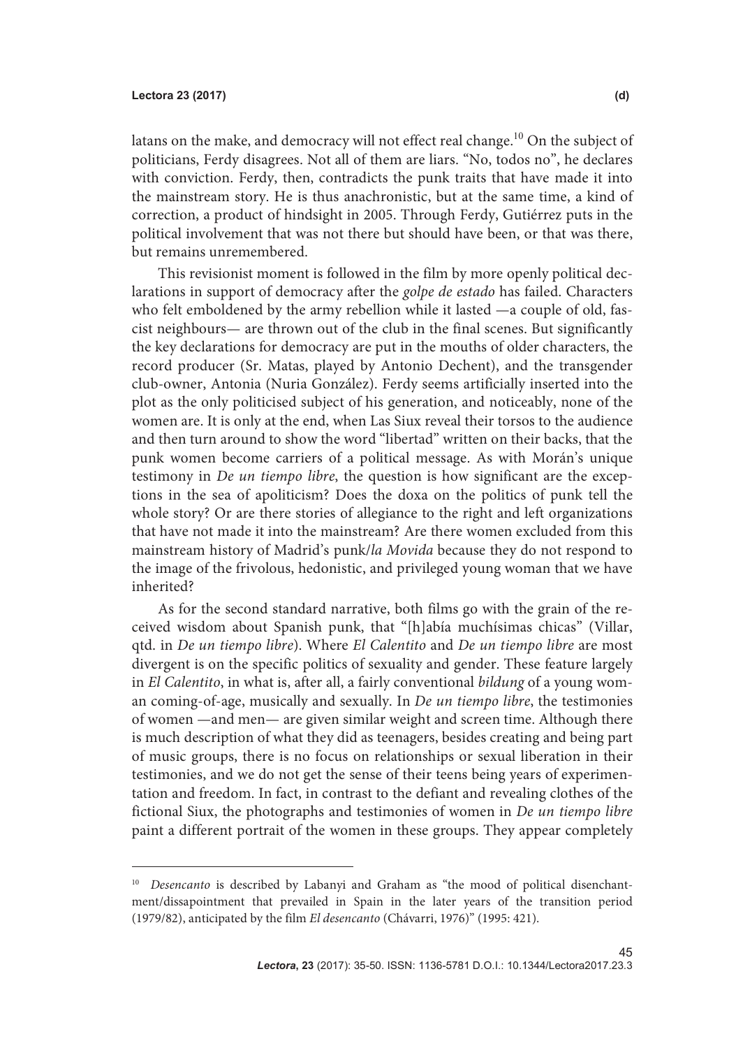latans on the make, and democracy will not effect real change.[10] On the subject of politicians, Ferdy disagrees. Not all of them are liars. "No, todos no", he declares with conviction. Ferdy, then, contradicts the punk traits that have made it into the mainstream story. He is thus anachronistic, but at the same time, a kind of correction, a product of hindsight in 2005. Through Ferdy, Gutiérrez puts in the political involvement that was not there but should have been, or that was there, but remains unremembered.

This revisionist moment is followed in the film by more openly political declarations in support of democracy after the *golpe de estado* has failed. Characters who felt emboldened by the army rebellion while it lasted —a couple of old, fascist neighbours— are thrown out of the club in the final scenes. But significantly the key declarations for democracy are put in the mouths of older characters, the record producer (Sr. Matas, played by Antonio Dechent), and the transgender club-owner, Antonia (Nuria González). Ferdy seems artificially inserted into the plot as the only politicised subject of his generation, and noticeably, none of the women are. It is only at the end, when Las Siux reveal their torsos to the audience and then turn around to show the word "libertad" written on their backs, that the punk women become carriers of a political message. As with Morán's unique testimony in *De un tiempo libre*, the question is how significant are the exceptions in the sea of apoliticism? Does the doxa on the politics of punk tell the whole story? Or are there stories of allegiance to the right and left organizations that have not made it into the mainstream? Are there women excluded from this mainstream history of Madrid's punk/*la Movida* because they do not respond to the image of the frivolous, hedonistic, and privileged young woman that we have inherited?

As for the second standard narrative, both films go with the grain of the received wisdom about Spanish punk, that "[h]abía muchísimas chicas" (Villar, qtd. in *De un tiempo libre*). Where *El Calentito* and *De un tiempo libre* are most divergent is on the specific politics of sexuality and gender. These feature largely in *El Calentito*, in what is, after all, a fairly conventional *bildung* of a young woman coming-of-age, musically and sexually. In *De un tiempo libre*, the testimonies of women —and men— are given similar weight and screen time. Although there is much description of what they did as teenagers, besides creating and being part of music groups, there is no focus on relationships or sexual liberation in their testimonies, and we do not get the sense of their teens being years of experimentation and freedom. In fact, in contrast to the defiant and revealing clothes of the fictional Siux, the photographs and testimonies of women in *De un tiempo libre* paint a different portrait of the women in these groups. They appear completely

---

[10] *Desencanto* is described by Labanyi and Graham as "the mood of political disenchantment/dissapointment that prevailed in Spain in the later years of the transition period (1979/82), anticipated by the film *El desencanto* (Chávarri, 1976)" (1995: 421).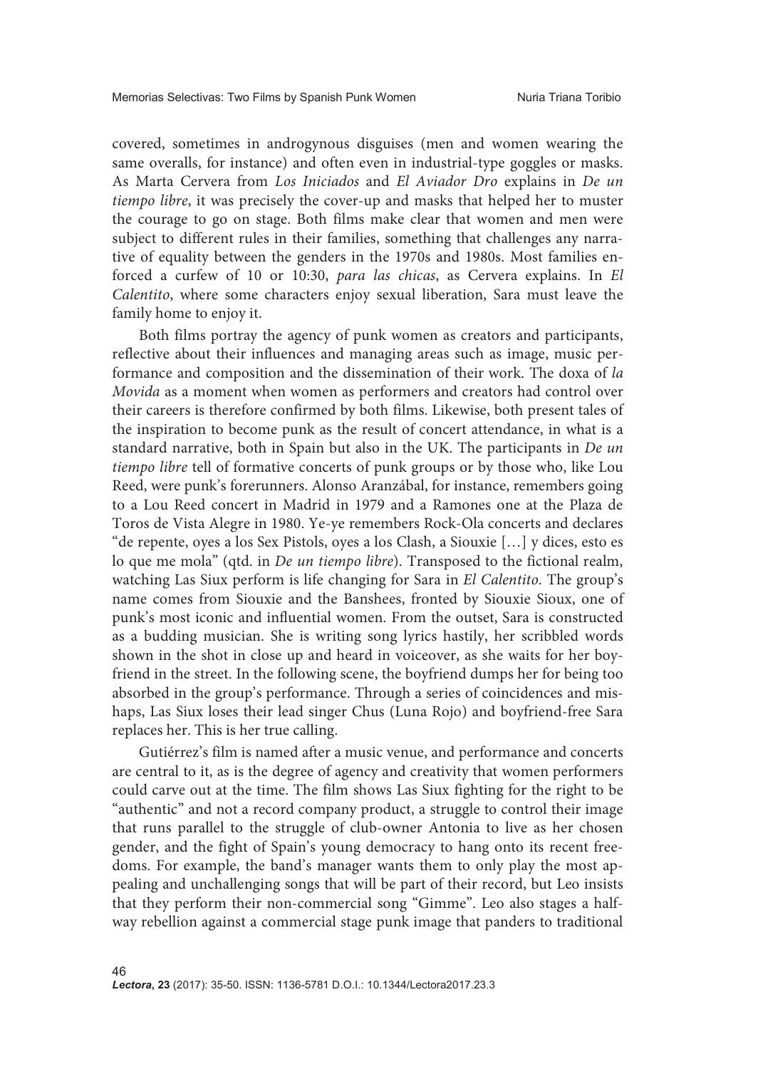covered, sometimes in androgynous disguises (men and women wearing the same overalls, for instance) and often even in industrial-type goggles or masks. As Marta Cervera from *Los Iniciados* and *El Aviador Dro* explains in *De un tiempo libre*, it was precisely the cover-up and masks that helped her to muster the courage to go on stage. Both films make clear that women and men were subject to different rules in their families, something that challenges any narrative of equality between the genders in the 1970s and 1980s. Most families enforced a curfew of 10 or 10:30, *para las chicas*, as Cervera explains. In *El Calentito*, where some characters enjoy sexual liberation, Sara must leave the family home to enjoy it.

Both films portray the agency of punk women as creators and participants, reflective about their influences and managing areas such as image, music performance and composition and the dissemination of their work. The doxa of *la Movida* as a moment when women as performers and creators had control over their careers is therefore confirmed by both films. Likewise, both present tales of the inspiration to become punk as the result of concert attendance, in what is a standard narrative, both in Spain but also in the UK. The participants in *De un tiempo libre* tell of formative concerts of punk groups or by those who, like Lou Reed, were punk's forerunners. Alonso Aranzábal, for instance, remembers going to a Lou Reed concert in Madrid in 1979 and a Ramones one at the Plaza de Toros de Vista Alegre in 1980. Ye-ye remembers Rock-Ola concerts and declares "de repente, oyes a los Sex Pistols, oyes a los Clash, a Siouxie […] y dices, esto es lo que me mola" (qtd. in *De un tiempo libre*). Transposed to the fictional realm, watching Las Siux perform is life changing for Sara in *El Calentito*. The group's name comes from Siouxie and the Banshees, fronted by Siouxie Sioux, one of punk's most iconic and influential women. From the outset, Sara is constructed as a budding musician. She is writing song lyrics hastily, her scribbled words shown in the shot in close up and heard in voiceover, as she waits for her boyfriend in the street. In the following scene, the boyfriend dumps her for being too absorbed in the group's performance. Through a series of coincidences and mishaps, Las Siux loses their lead singer Chus (Luna Rojo) and boyfriend-free Sara replaces her. This is her true calling.

Gutiérrez's film is named after a music venue, and performance and concerts are central to it, as is the degree of agency and creativity that women performers could carve out at the time. The film shows Las Siux fighting for the right to be "authentic" and not a record company product, a struggle to control their image that runs parallel to the struggle of club-owner Antonia to live as her chosen gender, and the fight of Spain's young democracy to hang onto its recent freedoms. For example, the band's manager wants them to only play the most appealing and unchallenging songs that will be part of their record, but Leo insists that they perform their non-commercial song "Gimme". Leo also stages a halfway rebellion against a commercial stage punk image that panders to traditional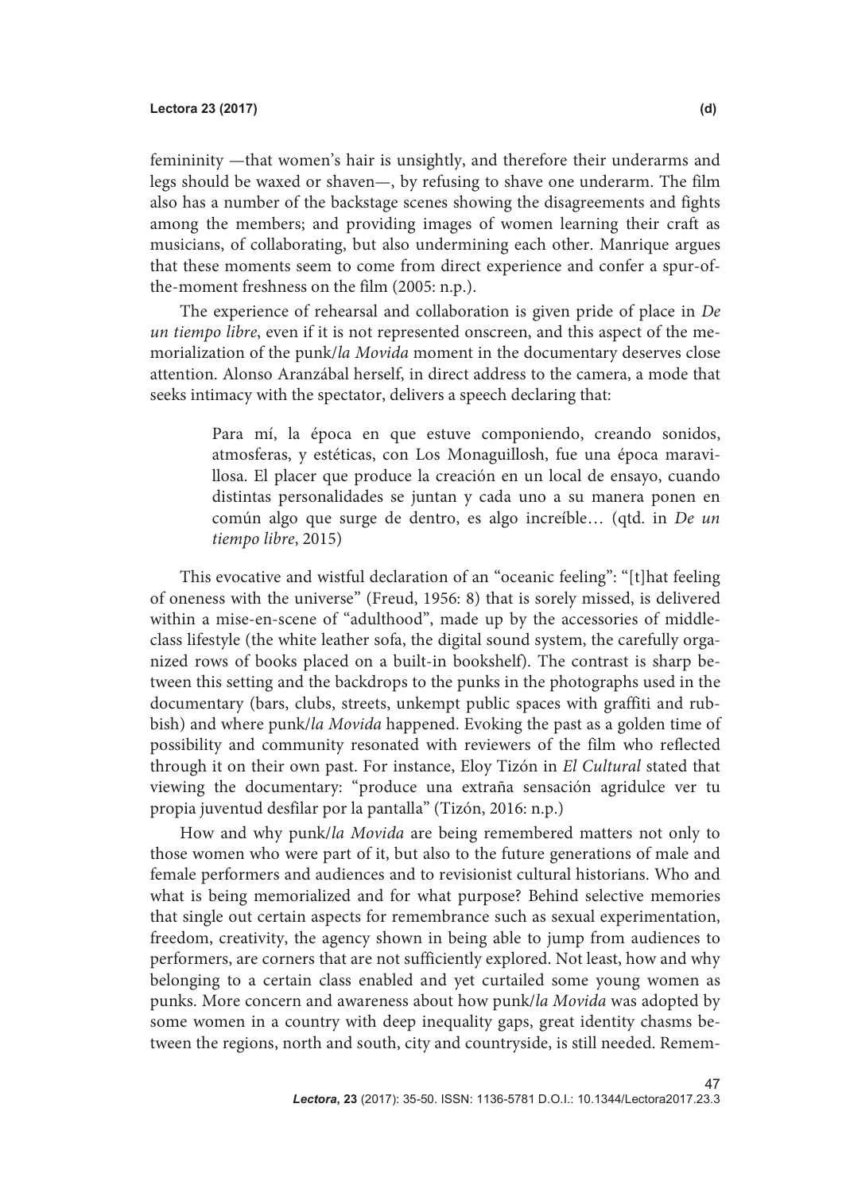femininity —that women's hair is unsightly, and therefore their underarms and legs should be waxed or shaven—, by refusing to shave one underarm. The film also has a number of the backstage scenes showing the disagreements and fights among the members; and providing images of women learning their craft as musicians, of collaborating, but also undermining each other. Manrique argues that these moments seem to come from direct experience and confer a spur-of-the-moment freshness on the film (2005: n.p.).

The experience of rehearsal and collaboration is given pride of place in *De un tiempo libre*, even if it is not represented onscreen, and this aspect of the memorialization of the punk/*la Movida* moment in the documentary deserves close attention. Alonso Aranzábal herself, in direct address to the camera, a mode that seeks intimacy with the spectator, delivers a speech declaring that:

> Para mí, la época en que estuve componiendo, creando sonidos, atmosferas, y estéticas, con Los Monaguillosh, fue una época maravillosa. El placer que produce la creación en un local de ensayo, cuando distintas personalidades se juntan y cada uno a su manera ponen en común algo que surge de dentro, es algo increíble… (qtd. in *De un tiempo libre*, 2015)

This evocative and wistful declaration of an "oceanic feeling": "[t]hat feeling of oneness with the universe" (Freud, 1956: 8) that is sorely missed, is delivered within a mise-en-scene of "adulthood", made up by the accessories of middle-class lifestyle (the white leather sofa, the digital sound system, the carefully organized rows of books placed on a built-in bookshelf). The contrast is sharp between this setting and the backdrops to the punks in the photographs used in the documentary (bars, clubs, streets, unkempt public spaces with graffiti and rubbish) and where punk/*la Movida* happened. Evoking the past as a golden time of possibility and community resonated with reviewers of the film who reflected through it on their own past. For instance, Eloy Tizón in *El Cultural* stated that viewing the documentary: "produce una extraña sensación agridulce ver tu propia juventud desfilar por la pantalla" (Tizón, 2016: n.p.)

How and why punk/*la Movida* are being remembered matters not only to those women who were part of it, but also to the future generations of male and female performers and audiences and to revisionist cultural historians. Who and what is being memorialized and for what purpose? Behind selective memories that single out certain aspects for remembrance such as sexual experimentation, freedom, creativity, the agency shown in being able to jump from audiences to performers, are corners that are not sufficiently explored. Not least, how and why belonging to a certain class enabled and yet curtailed some young women as punks. More concern and awareness about how punk/*la Movida* was adopted by some women in a country with deep inequality gaps, great identity chasms between the regions, north and south, city and countryside, is still needed. Remem-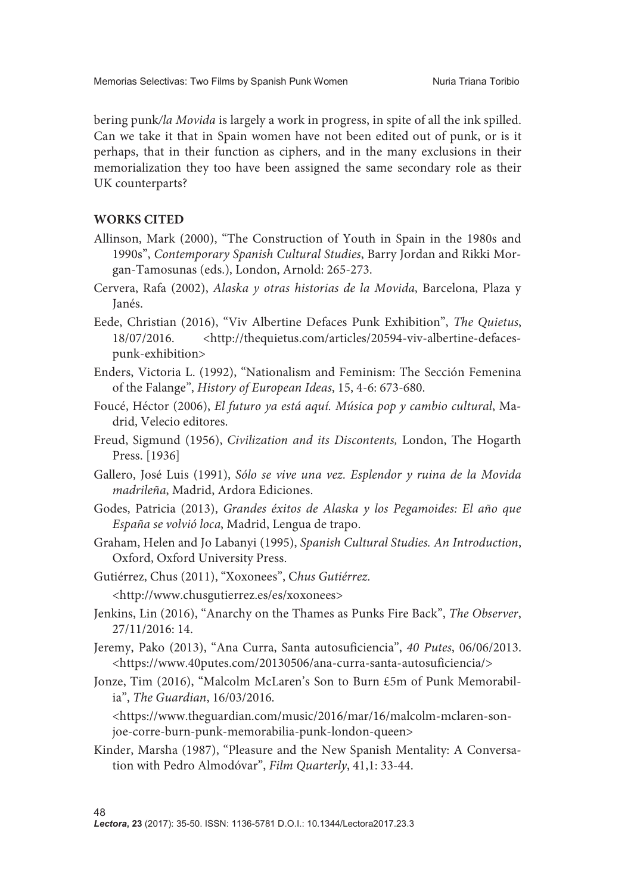bering punk/*la Movida* is largely a work in progress, in spite of all the ink spilled. Can we take it that in Spain women have not been edited out of punk, or is it perhaps, that in their function as ciphers, and in the many exclusions in their memorialization they too have been assigned the same secondary role as their UK counterparts?

## WORKS CITED

Allinson, Mark (2000), "The Construction of Youth in Spain in the 1980s and 1990s", *Contemporary Spanish Cultural Studies*, Barry Jordan and Rikki Morgan-Tamosunas (eds.), London, Arnold: 265-273.

Cervera, Rafa (2002), *Alaska y otras historias de la Movida*, Barcelona, Plaza y Janés.

Eede, Christian (2016), "Viv Albertine Defaces Punk Exhibition", *The Quietus*, 18/07/2016. <http://thequietus.com/articles/20594-viv-albertine-defaces-punk-exhibition>

Enders, Victoria L. (1992), "Nationalism and Feminism: The Sección Femenina of the Falange", *History of European Ideas*, 15, 4-6: 673-680.

Foucé, Héctor (2006), *El futuro ya está aquí. Música pop y cambio cultural*, Madrid, Velecio editores.

Freud, Sigmund (1956), *Civilization and its Discontents,* London, The Hogarth Press. [1936]

Gallero, José Luis (1991), *Sólo se vive una vez. Esplendor y ruina de la Movida madrileña*, Madrid, Ardora Ediciones.

Godes, Patricia (2013), *Grandes éxitos de Alaska y los Pegamoides: El año que España se volvió loca*, Madrid, Lengua de trapo.

Graham, Helen and Jo Labanyi (1995), *Spanish Cultural Studies. An Introduction*, Oxford, Oxford University Press.

Gutiérrez, Chus (2011), "Xoxonees", C*hus Gutiérrez.* <http://www.chusgutierrez.es/es/xoxonees>

Jenkins, Lin (2016), "Anarchy on the Thames as Punks Fire Back", *The Observer*, 27/11/2016: 14.

Jeremy, Pako (2013), "Ana Curra, Santa autosuficiencia", *40 Putes*, 06/06/2013. <https://www.40putes.com/20130506/ana-curra-santa-autosuficiencia/>

Jonze, Tim (2016), "Malcolm McLaren's Son to Burn £5m of Punk Memorabilia", *The Guardian*, 16/03/2016. <https://www.theguardian.com/music/2016/mar/16/malcolm-mclaren-son-joe-corre-burn-punk-memorabilia-punk-london-queen>

Kinder, Marsha (1987), "Pleasure and the New Spanish Mentality: A Conversation with Pedro Almodóvar", *Film Quarterly*, 41,1: 33-44.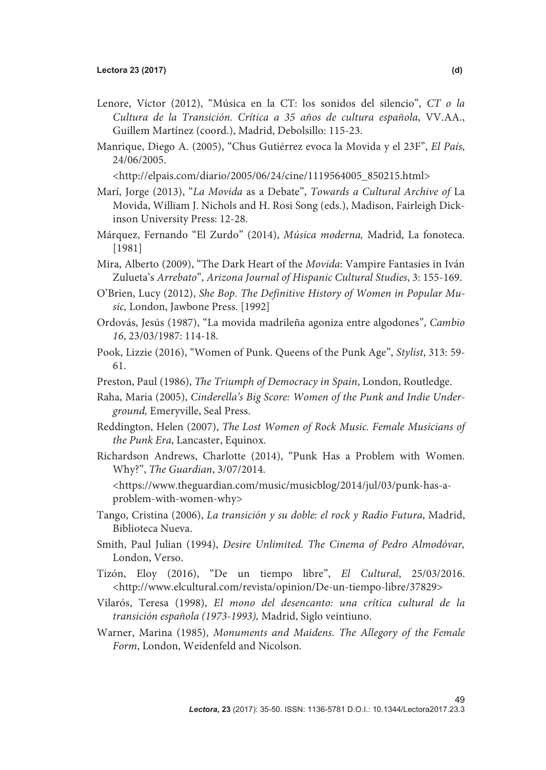Lenore, Víctor (2012), "Música en la CT: los sonidos del silencio", *CT o la Cultura de la Transición. Crítica a 35 años de cultura española*, VV.AA., Guillem Martínez (coord.), Madrid, Debolsillo: 115-23.

Manrique, Diego A. (2005), "Chus Gutiérrez evoca la Movida y el 23F", *El País*, 24/06/2005.
<http://elpais.com/diario/2005/06/24/cine/1119564005_850215.html>

Marí, Jorge (2013), "*La Movida* as a Debate", *Towards a Cultural Archive of* La Movida, William J. Nichols and H. Rosi Song (eds.), Madison, Fairleigh Dickinson University Press: 12-28.

Márquez, Fernando "El Zurdo" (2014), *Música moderna,* Madrid, La fonoteca. [1981]

Mira, Alberto (2009), "The Dark Heart of the *Movida*: Vampire Fantasies in Iván Zulueta's *Arrebato*", *Arizona Journal of Hispanic Cultural Studies*, 3: 155-169.

O'Brien, Lucy (2012), *She Bop. The Definitive History of Women in Popular Music,* London, Jawbone Press. [1992]

Ordovás, Jesús (1987), "La movida madrileña agoniza entre algodones", *Cambio 16*, 23/03/1987: 114-18.

Pook, Lizzie (2016), "Women of Punk. Queens of the Punk Age", *Stylist*, 313: 59-61.

Preston, Paul (1986), *The Triumph of Democracy in Spain*, London, Routledge.

Raha, Maria (2005), *Cinderella's Big Score: Women of the Punk and Indie Underground,* Emeryville, Seal Press.

Reddington, Helen (2007), *The Lost Women of Rock Music. Female Musicians of the Punk Era*, Lancaster, Equinox.

Richardson Andrews, Charlotte (2014), "Punk Has a Problem with Women. Why?", *The Guardian*, 3/07/2014.
<https://www.theguardian.com/music/musicblog/2014/jul/03/punk-has-a-problem-with-women-why>

Tango, Cristina (2006), *La transición y su doble: el rock y Radio Futura*, Madrid, Biblioteca Nueva.

Smith, Paul Julian (1994), *Desire Unlimited. The Cinema of Pedro Almodóvar,* London, Verso.

Tizón, Eloy (2016), "De un tiempo libre", *El Cultural*, 25/03/2016. <http://www.elcultural.com/revista/opinion/De-un-tiempo-libre/37829>

Vilarós, Teresa (1998), *El mono del desencanto: una crítica cultural de la transición española (1973-1993),* Madrid, Siglo veintiuno.

Warner, Marina (1985), *Monuments and Maidens. The Allegory of the Female Form*, London, Weidenfeld and Nicolson.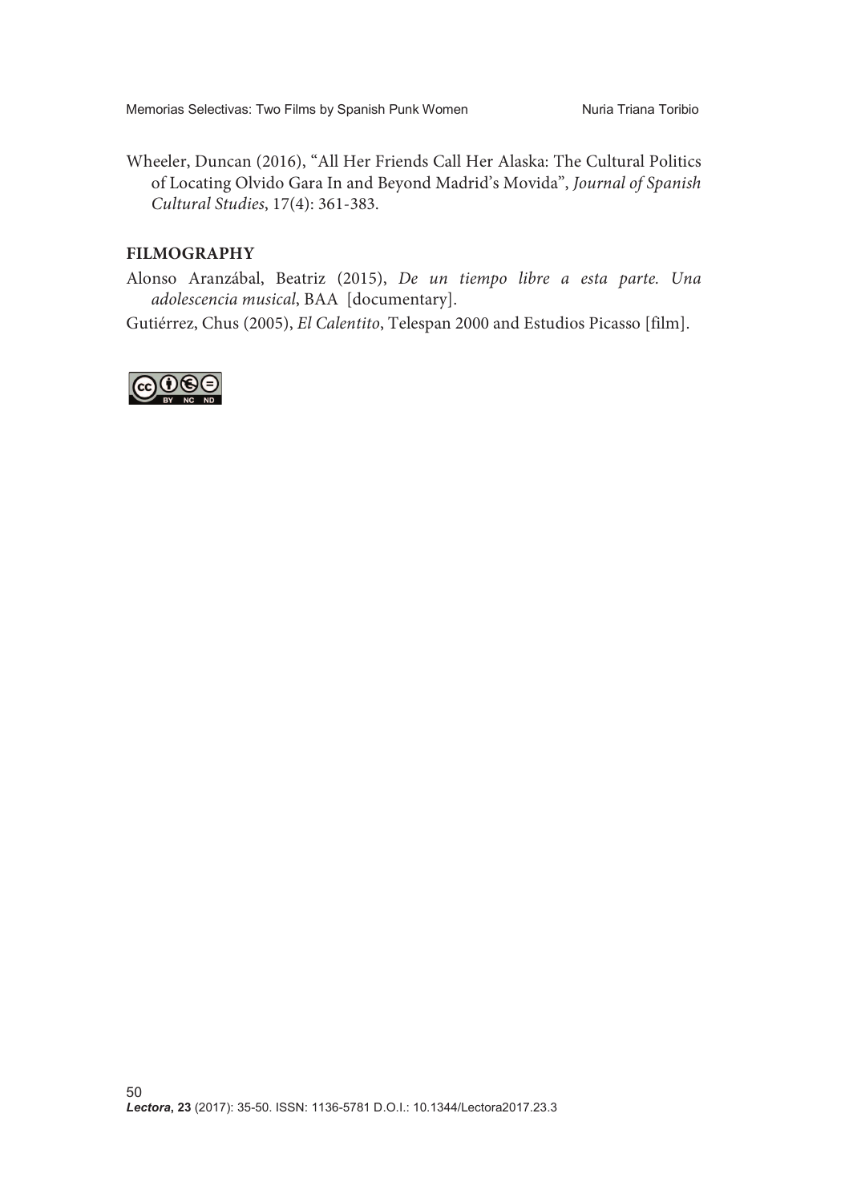Wheeler, Duncan (2016), "All Her Friends Call Her Alaska: The Cultural Politics of Locating Olvido Gara In and Beyond Madrid's Movida", *Journal of Spanish Cultural Studies*, 17(4): 361-383.

## FILMOGRAPHY

Alonso Aranzábal, Beatriz (2015), *De un tiempo libre a esta parte. Una adolescencia musical*, BAA [documentary].

Gutiérrez, Chus (2005), *El Calentito*, Telespan 2000 and Estudios Picasso [film].